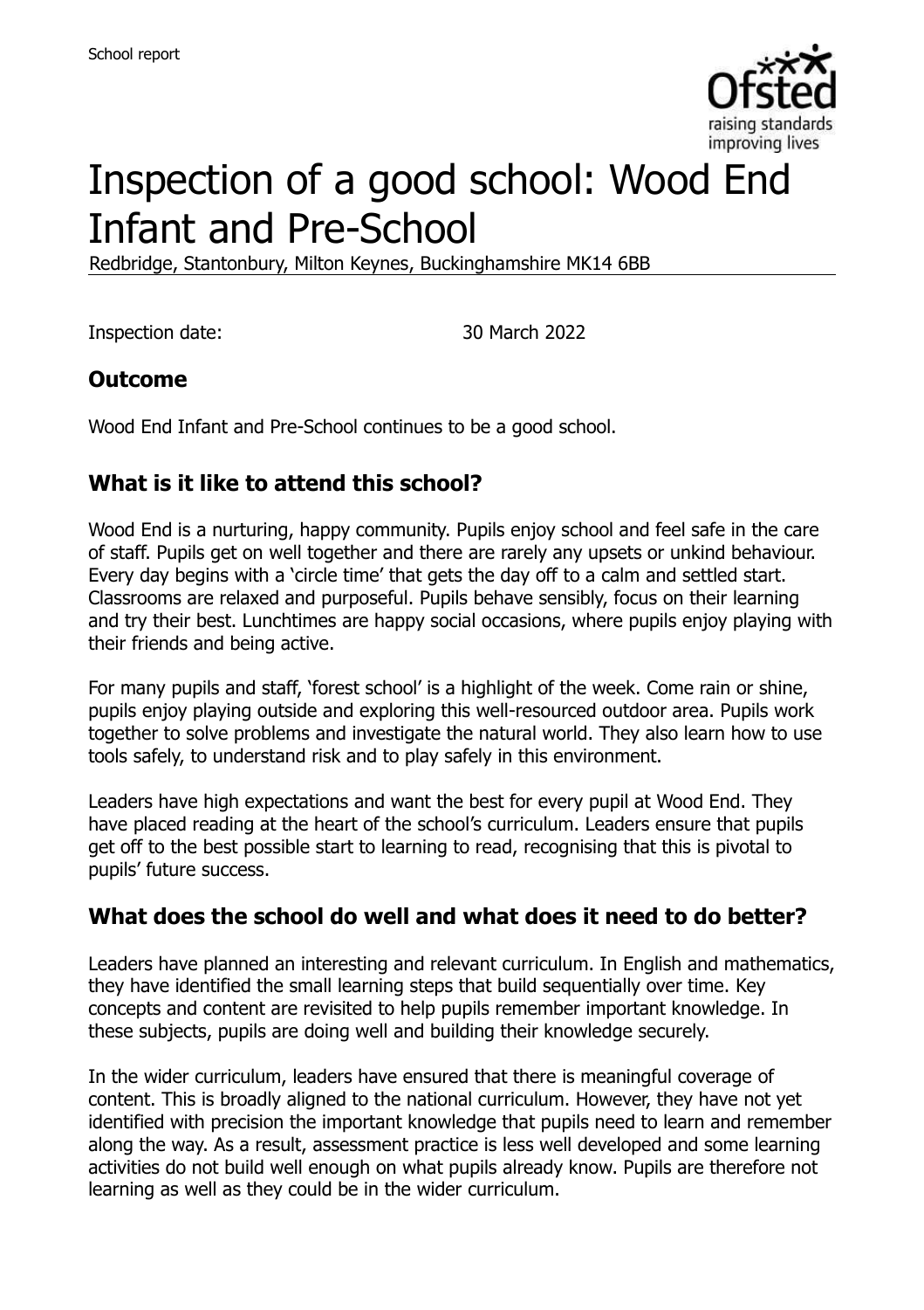School report

# Inspection of a good school: Wood End Infant and Pre-School

Redbridge, Stantonbury, Milton Keynes, Buckinghamshire MK14 6BB

Inspection date: 30 March 2022

## Outcome

Wood End Infant and Pre-School continues to be a good school.

## What is it like to attend this school?

Wood End is a nurturing, happy community. Pupils enjoy school and feel safe in the care of staff. Pupils get on well together and there are rarely any upsets or unkind behaviour. Every day begins with a 'circle time' that gets the day off to a calm and settled start. Classrooms are relaxed and purposeful. Pupils behave sensibly, focus on their learning and try their best. Lunchtimes are happy social occasions, where pupils enjoy playing with their friends and being active.

For many pupils and staff, 'forest school' is a highlight of the week. Come rain or shine, pupils enjoy playing outside and exploring this well-resourced outdoor area. Pupils work together to solve problems and investigate the natural world. They also learn how to use tools safely, to understand risk and to play safely in this environment.

Leaders have high expectations and want the best for every pupil at Wood End. They have placed reading at the heart of the school's curriculum. Leaders ensure that pupils get off to the best possible start to learning to read, recognising that this is pivotal to pupils' future success.

## What does the school do well and what does it need to do better?

Leaders have planned an interesting and relevant curriculum. In English and mathematics, they have identified the small learning steps that build sequentially over time. Key concepts and content are revisited to help pupils remember important knowledge. In these subjects, pupils are doing well and building their knowledge securely.

In the wider curriculum, leaders have ensured that there is meaningful coverage of content. This is broadly aligned to the national curriculum. However, they have not yet identified with precision the important knowledge that pupils need to learn and remember along the way. As a result, assessment practice is less well developed and some learning activities do not build well enough on what pupils already know. Pupils are therefore not learning as well as they could be in the wider curriculum.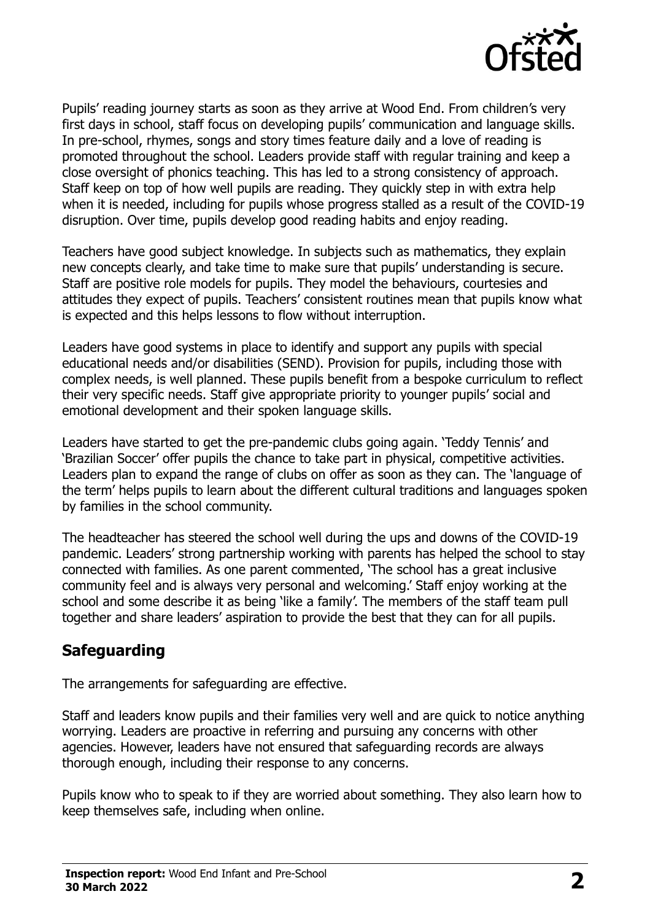Pupils' reading journey starts as soon as they arrive at Wood End. From children's very first days in school, staff focus on developing pupils' communication and language skills. In pre-school, rhymes, songs and story times feature daily and a love of reading is promoted throughout the school. Leaders provide staff with regular training and keep a close oversight of phonics teaching. This has led to a strong consistency of approach. Staff keep on top of how well pupils are reading. They quickly step in with extra help when it is needed, including for pupils whose progress stalled as a result of the COVID-19 disruption. Over time, pupils develop good reading habits and enjoy reading.

Teachers have good subject knowledge. In subjects such as mathematics, they explain new concepts clearly, and take time to make sure that pupils' understanding is secure. Staff are positive role models for pupils. They model the behaviours, courtesies and attitudes they expect of pupils. Teachers' consistent routines mean that pupils know what is expected and this helps lessons to flow without interruption.

Leaders have good systems in place to identify and support any pupils with special educational needs and/or disabilities (SEND). Provision for pupils, including those with complex needs, is well planned. These pupils benefit from a bespoke curriculum to reflect their very specific needs. Staff give appropriate priority to younger pupils' social and emotional development and their spoken language skills.

Leaders have started to get the pre-pandemic clubs going again. 'Teddy Tennis' and 'Brazilian Soccer' offer pupils the chance to take part in physical, competitive activities. Leaders plan to expand the range of clubs on offer as soon as they can. The 'language of the term' helps pupils to learn about the different cultural traditions and languages spoken by families in the school community.

The headteacher has steered the school well during the ups and downs of the COVID-19 pandemic. Leaders' strong partnership working with parents has helped the school to stay connected with families. As one parent commented, 'The school has a great inclusive community feel and is always very personal and welcoming.' Staff enjoy working at the school and some describe it as being 'like a family'. The members of the staff team pull together and share leaders' aspiration to provide the best that they can for all pupils.

## Safeguarding

The arrangements for safeguarding are effective.

Staff and leaders know pupils and their families very well and are quick to notice anything worrying. Leaders are proactive in referring and pursuing any concerns with other agencies. However, leaders have not ensured that safeguarding records are always thorough enough, including their response to any concerns.

Pupils know who to speak to if they are worried about something. They also learn how to keep themselves safe, including when online.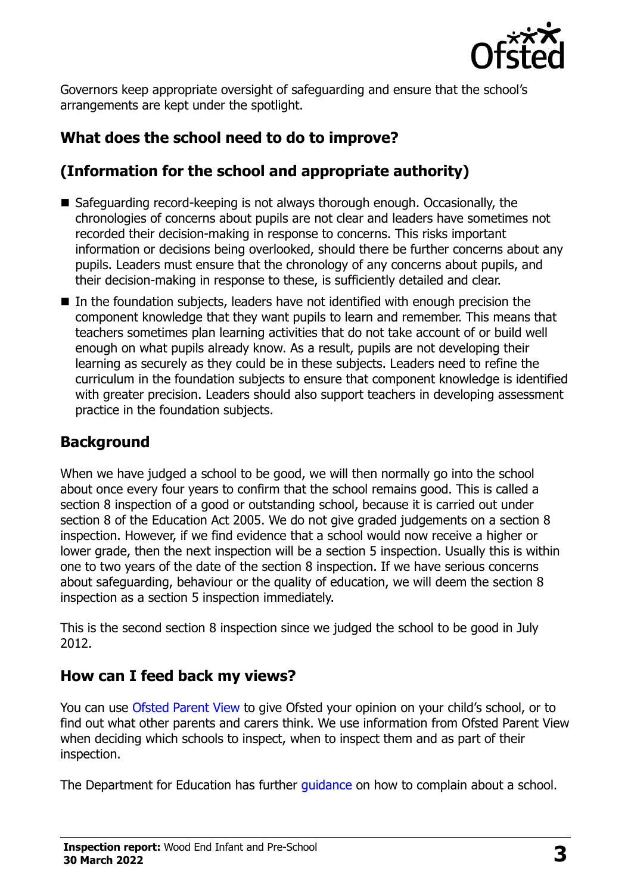Governors keep appropriate oversight of safeguarding and ensure that the school's arrangements are kept under the spotlight.

## What does the school need to do to improve?

## (Information for the school and appropriate authority)

- Safeguarding record-keeping is not always thorough enough. Occasionally, the chronologies of concerns about pupils are not clear and leaders have sometimes not recorded their decision-making in response to concerns. This risks important information or decisions being overlooked, should there be further concerns about any pupils. Leaders must ensure that the chronology of any concerns about pupils, and their decision-making in response to these, is sufficiently detailed and clear.
- In the foundation subjects, leaders have not identified with enough precision the component knowledge that they want pupils to learn and remember. This means that teachers sometimes plan learning activities that do not take account of or build well enough on what pupils already know. As a result, pupils are not developing their learning as securely as they could be in these subjects. Leaders need to refine the curriculum in the foundation subjects to ensure that component knowledge is identified with greater precision. Leaders should also support teachers in developing assessment practice in the foundation subjects.

## Background

When we have judged a school to be good, we will then normally go into the school about once every four years to confirm that the school remains good. This is called a section 8 inspection of a good or outstanding school, because it is carried out under section 8 of the Education Act 2005. We do not give graded judgements on a section 8 inspection. However, if we find evidence that a school would now receive a higher or lower grade, then the next inspection will be a section 5 inspection. Usually this is within one to two years of the date of the section 8 inspection. If we have serious concerns about safeguarding, behaviour or the quality of education, we will deem the section 8 inspection as a section 5 inspection immediately.

This is the second section 8 inspection since we judged the school to be good in July 2012.

## How can I feed back my views?

You can use Ofsted Parent View to give Ofsted your opinion on your child's school, or to find out what other parents and carers think. We use information from Ofsted Parent View when deciding which schools to inspect, when to inspect them and as part of their inspection.

The Department for Education has further guidance on how to complain about a school.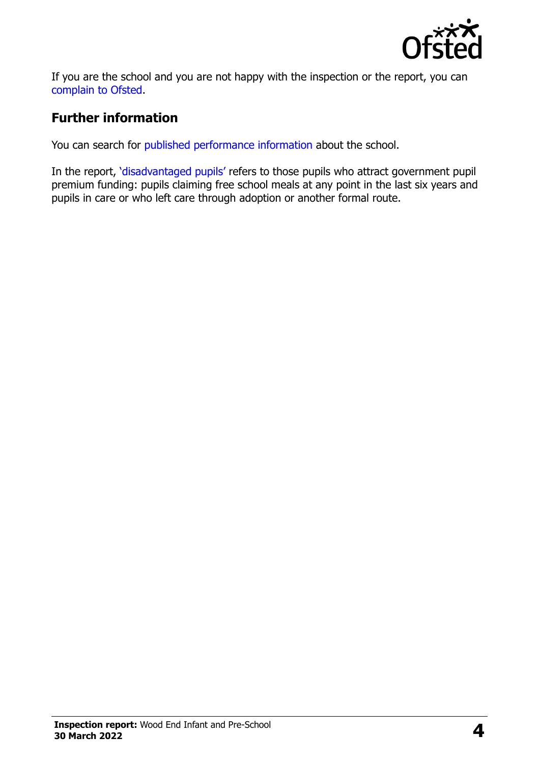If you are the school and you are not happy with the inspection or the report, you can complain to Ofsted.

## Further information

You can search for published performance information about the school.

In the report, 'disadvantaged pupils' refers to those pupils who attract government pupil premium funding: pupils claiming free school meals at any point in the last six years and pupils in care or who left care through adoption or another formal route.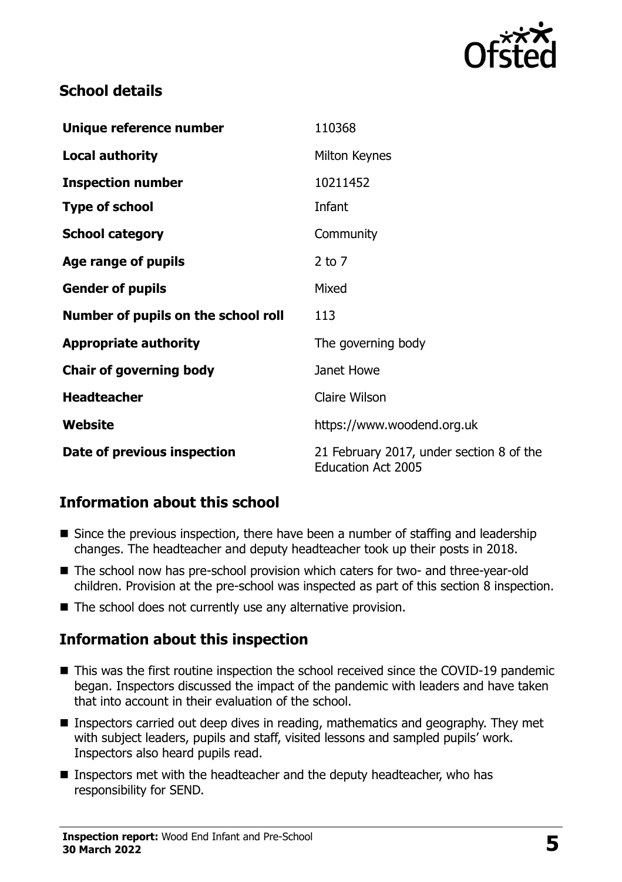## School details

| | |
|---|---|
| **Unique reference number** | 110368 |
| **Local authority** | Milton Keynes |
| **Inspection number** | 10211452 |
| **Type of school** | Infant |
| **School category** | Community |
| **Age range of pupils** | 2 to 7 |
| **Gender of pupils** | Mixed |
| **Number of pupils on the school roll** | 113 |
| **Appropriate authority** | The governing body |
| **Chair of governing body** | Janet Howe |
| **Headteacher** | Claire Wilson |
| **Website** | https://www.woodend.org.uk |
| **Date of previous inspection** | 21 February 2017, under section 8 of the Education Act 2005 |

## Information about this school

- Since the previous inspection, there have been a number of staffing and leadership changes. The headteacher and deputy headteacher took up their posts in 2018.
- The school now has pre-school provision which caters for two- and three-year-old children. Provision at the pre-school was inspected as part of this section 8 inspection.
- The school does not currently use any alternative provision.

## Information about this inspection

- This was the first routine inspection the school received since the COVID-19 pandemic began. Inspectors discussed the impact of the pandemic with leaders and have taken that into account in their evaluation of the school.
- Inspectors carried out deep dives in reading, mathematics and geography. They met with subject leaders, pupils and staff, visited lessons and sampled pupils' work. Inspectors also heard pupils read.
- Inspectors met with the headteacher and the deputy headteacher, who has responsibility for SEND.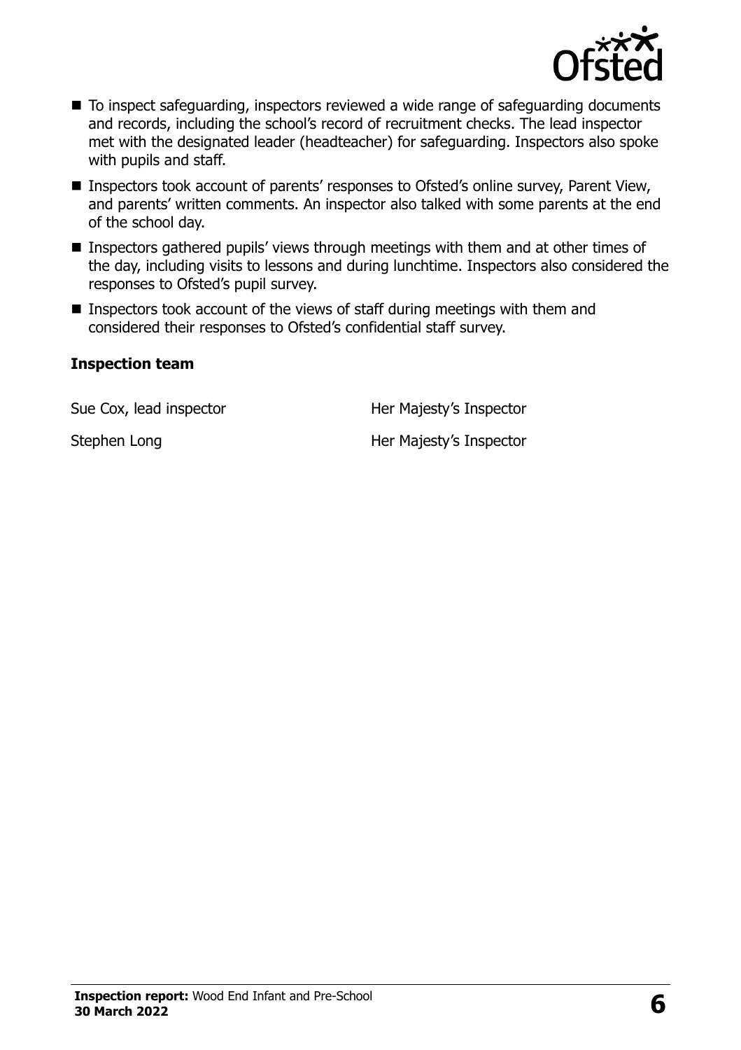- To inspect safeguarding, inspectors reviewed a wide range of safeguarding documents and records, including the school's record of recruitment checks. The lead inspector met with the designated leader (headteacher) for safeguarding. Inspectors also spoke with pupils and staff.
- Inspectors took account of parents' responses to Ofsted's online survey, Parent View, and parents' written comments. An inspector also talked with some parents at the end of the school day.
- Inspectors gathered pupils' views through meetings with them and at other times of the day, including visits to lessons and during lunchtime. Inspectors also considered the responses to Ofsted's pupil survey.
- Inspectors took account of the views of staff during meetings with them and considered their responses to Ofsted's confidential staff survey.

### Inspection team

| | |
|---|---|
| Sue Cox, lead inspector | Her Majesty's Inspector |
| Stephen Long | Her Majesty's Inspector |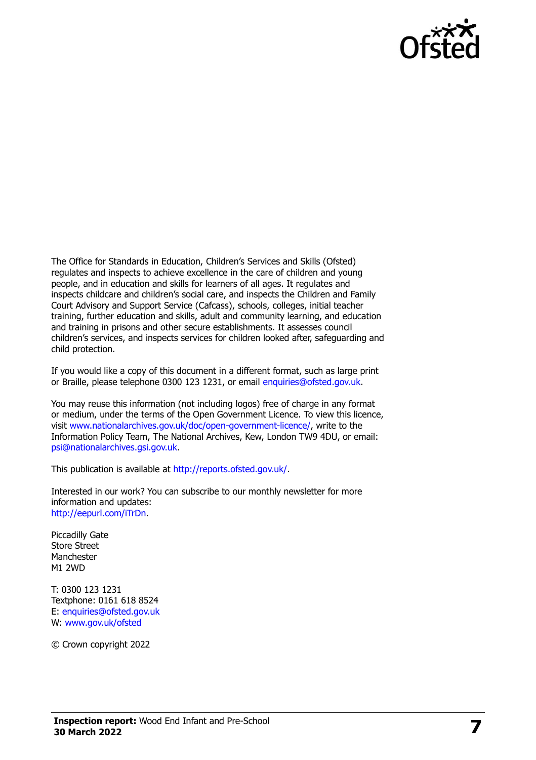The Office for Standards in Education, Children's Services and Skills (Ofsted) regulates and inspects to achieve excellence in the care of children and young people, and in education and skills for learners of all ages. It regulates and inspects childcare and children's social care, and inspects the Children and Family Court Advisory and Support Service (Cafcass), schools, colleges, initial teacher training, further education and skills, adult and community learning, and education and training in prisons and other secure establishments. It assesses council children's services, and inspects services for children looked after, safeguarding and child protection.

If you would like a copy of this document in a different format, such as large print or Braille, please telephone 0300 123 1231, or email enquiries@ofsted.gov.uk.

You may reuse this information (not including logos) free of charge in any format or medium, under the terms of the Open Government Licence. To view this licence, visit www.nationalarchives.gov.uk/doc/open-government-licence/, write to the Information Policy Team, The National Archives, Kew, London TW9 4DU, or email: psi@nationalarchives.gsi.gov.uk.

This publication is available at http://reports.ofsted.gov.uk/.

Interested in our work? You can subscribe to our monthly newsletter for more information and updates:
http://eepurl.com/iTrDn.

Piccadilly Gate
Store Street
Manchester
M1 2WD

T: 0300 123 1231
Textphone: 0161 618 8524
E: enquiries@ofsted.gov.uk
W: www.gov.uk/ofsted

© Crown copyright 2022